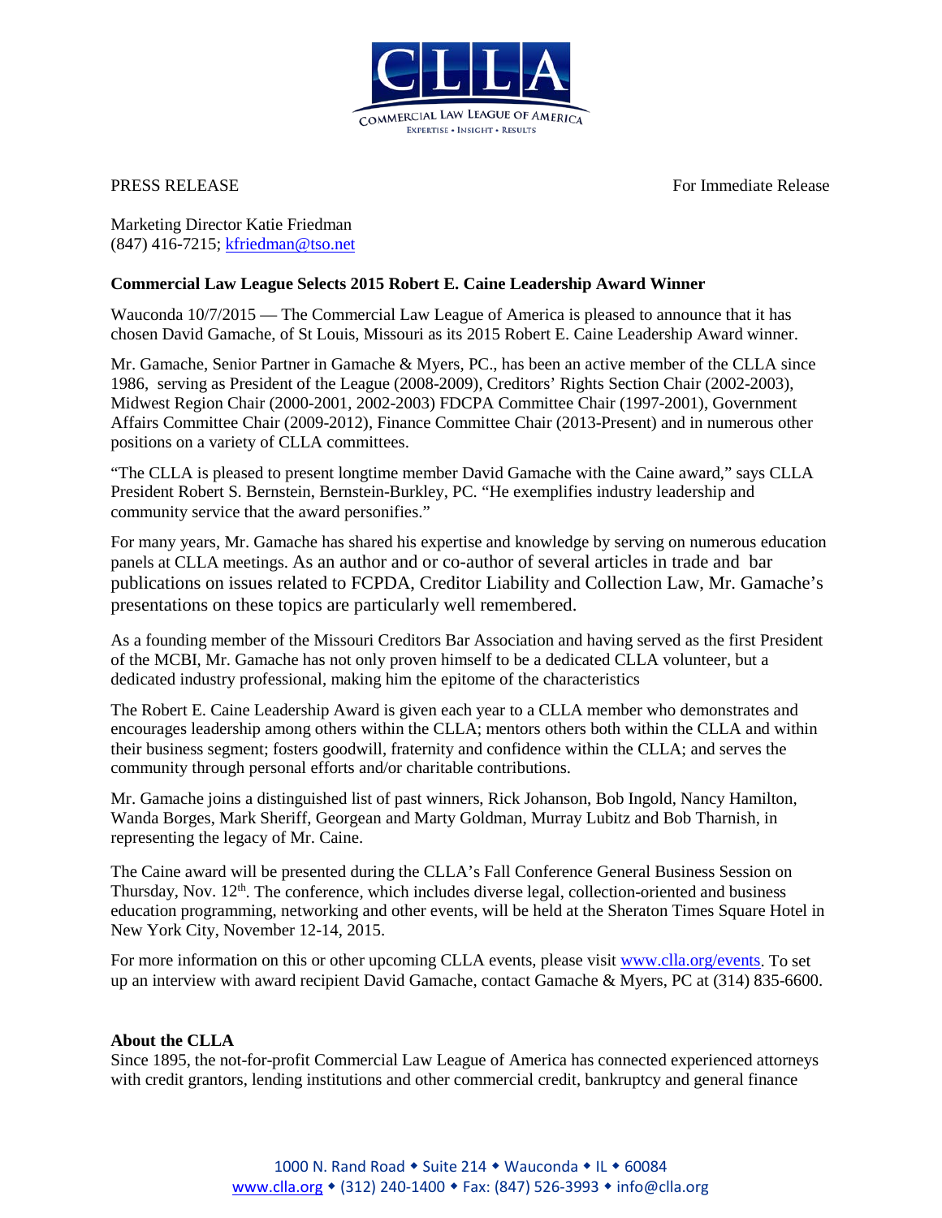PRESS RELEASE For Immediate Release

Marketing Director Katie Friedman
(847) 416-7215; kfriedman@tso.net

**Commercial Law League Selects 2015 Robert E. Caine Leadership Award Winner**

Wauconda 10/7/2015 — The Commercial Law League of America is pleased to announce that it has chosen David Gamache, of St Louis, Missouri as its 2015 Robert E. Caine Leadership Award winner.

Mr. Gamache, Senior Partner in Gamache & Myers, PC., has been an active member of the CLLA since 1986, serving as President of the League (2008-2009), Creditors' Rights Section Chair (2002-2003), Midwest Region Chair (2000-2001, 2002-2003) FDCPA Committee Chair (1997-2001), Government Affairs Committee Chair (2009-2012), Finance Committee Chair (2013-Present) and in numerous other positions on a variety of CLLA committees.

"The CLLA is pleased to present longtime member David Gamache with the Caine award," says CLLA President Robert S. Bernstein, Bernstein-Burkley, PC. "He exemplifies industry leadership and community service that the award personifies."

For many years, Mr. Gamache has shared his expertise and knowledge by serving on numerous education panels at CLLA meetings. As an author and or co-author of several articles in trade and bar publications on issues related to FCPDA, Creditor Liability and Collection Law, Mr. Gamache's presentations on these topics are particularly well remembered.

As a founding member of the Missouri Creditors Bar Association and having served as the first President of the MCBI, Mr. Gamache has not only proven himself to be a dedicated CLLA volunteer, but a dedicated industry professional, making him the epitome of the characteristics

The Robert E. Caine Leadership Award is given each year to a CLLA member who demonstrates and encourages leadership among others within the CLLA; mentors others both within the CLLA and within their business segment; fosters goodwill, fraternity and confidence within the CLLA; and serves the community through personal efforts and/or charitable contributions.

Mr. Gamache joins a distinguished list of past winners, Rick Johanson, Bob Ingold, Nancy Hamilton, Wanda Borges, Mark Sheriff, Georgean and Marty Goldman, Murray Lubitz and Bob Tharnish, in representing the legacy of Mr. Caine.

The Caine award will be presented during the CLLA's Fall Conference General Business Session on Thursday, Nov. 12th. The conference, which includes diverse legal, collection-oriented and business education programming, networking and other events, will be held at the Sheraton Times Square Hotel in New York City, November 12-14, 2015.

For more information on this or other upcoming CLLA events, please visit www.clla.org/events. To set up an interview with award recipient David Gamache, contact Gamache & Myers, PC at (314) 835-6600.

**About the CLLA**

Since 1895, the not-for-profit Commercial Law League of America has connected experienced attorneys with credit grantors, lending institutions and other commercial credit, bankruptcy and general finance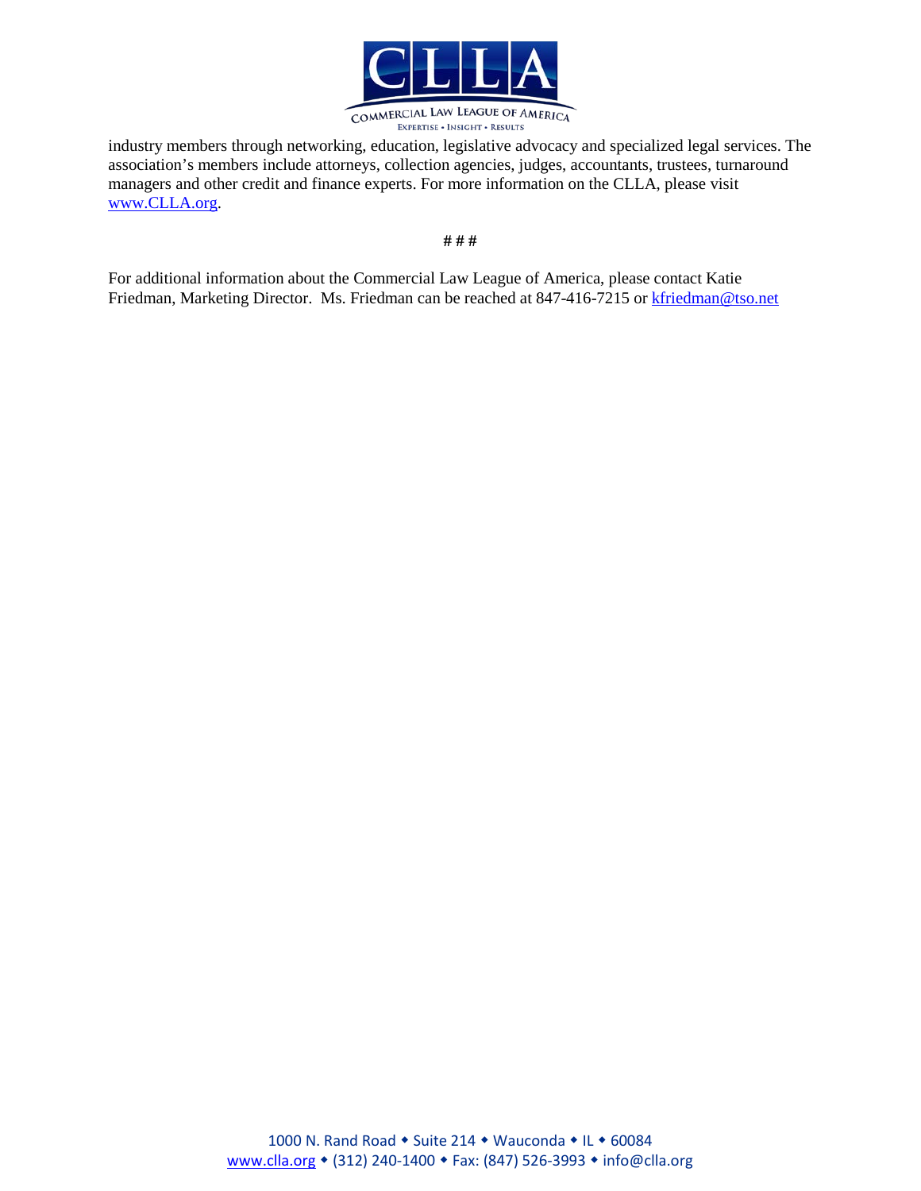industry members through networking, education, legislative advocacy and specialized legal services. The association's members include attorneys, collection agencies, judges, accountants, trustees, turnaround managers and other credit and finance experts. For more information on the CLLA, please visit www.CLLA.org.

# # #

For additional information about the Commercial Law League of America, please contact Katie Friedman, Marketing Director. Ms. Friedman can be reached at 847-416-7215 or kfriedman@tso.net